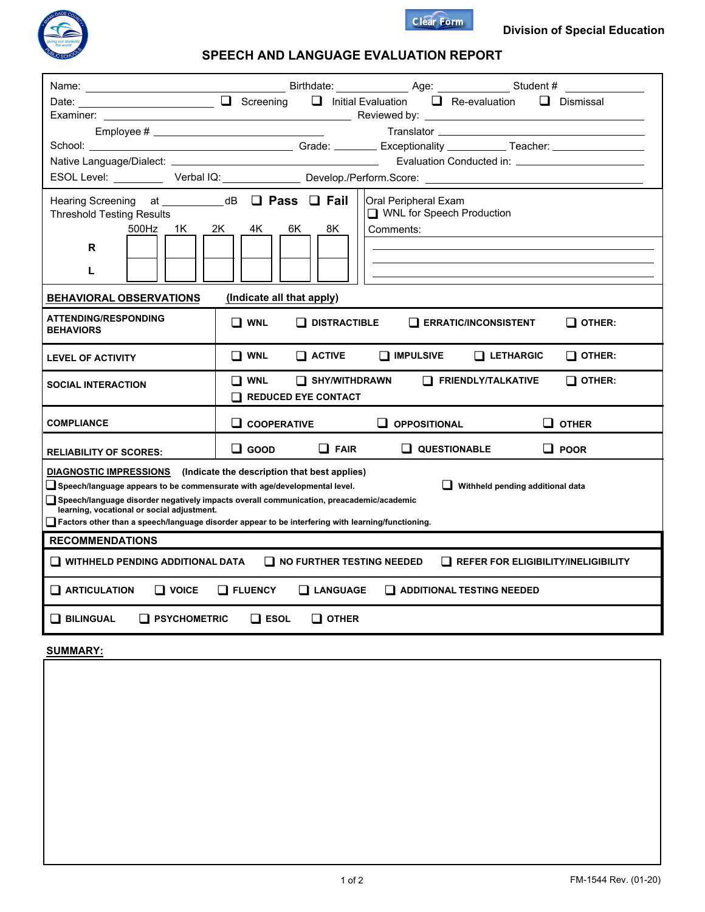Division of Special Education

# SPEECH AND LANGUAGE EVALUATION REPORT

Name: ____________________ Birthdate: __________ Age: __________ Student # __________

Date: __________ ☐ Screening ☐ Initial Evaluation ☐ Re-evaluation ☐ Dismissal

Examiner: ____________________ Reviewed by: ____________________

Employee # ____________________ Translator ____________________

School: ____________________ Grade: ______ Exceptionality ________ Teacher: __________

Native Language/Dialect: ____________________ Evaluation Conducted in: ____________________

ESOL Level: ________ Verbal IQ: __________ Develop./Perform.Score: ____________________

Hearing Screening at ________ dB ☐ **Pass** ☐ **Fail**

Threshold Testing Results

| | 500Hz | 1K | 2K | 4K | 6K | 8K |
|---|---|---|---|---|---|---|
| R | | | | | | |
| L | | | | | | |

Oral Peripheral Exam

☐ WNL for Speech Production

Comments: ____________________

## BEHAVIORAL OBSERVATIONS (Indicate all that apply)

| | |
|---|---|
| **ATTENDING/RESPONDING BEHAVIORS** | ☐ **WNL** ☐ **DISTRACTIBLE** ☐ **ERRATIC/INCONSISTENT** ☐ **OTHER:** |
| **LEVEL OF ACTIVITY** | ☐ **WNL** ☐ **ACTIVE** ☐ **IMPULSIVE** ☐ **LETHARGIC** ☐ **OTHER:** |
| **SOCIAL INTERACTION** | ☐ **WNL** ☐ **SHY/WITHDRAWN** ☐ **FRIENDLY/TALKATIVE** ☐ **OTHER:** ☐ **REDUCED EYE CONTACT** |
| **COMPLIANCE** | ☐ **COOPERATIVE** ☐ **OPPOSITIONAL** ☐ **OTHER** |
| **RELIABILITY OF SCORES:** | ☐ **GOOD** ☐ **FAIR** ☐ **QUESTIONABLE** ☐ **POOR** |

## DIAGNOSTIC IMPRESSIONS (Indicate the description that best applies)

☐ **Speech/language appears to be commensurate with age/developmental level.**

☐ **Withheld pending additional data**

☐ **Speech/language disorder negatively impacts overall communication, preacademic/academic learning, vocational or social adjustment.**

☐ **Factors other than a speech/language disorder appear to be interfering with learning/functioning.**

## RECOMMENDATIONS

☐ **WITHHELD PENDING ADDITIONAL DATA** ☐ **NO FURTHER TESTING NEEDED** ☐ **REFER FOR ELIGIBILITY/INELIGIBILITY**

☐ **ARTICULATION** ☐ **VOICE** ☐ **FLUENCY** ☐ **LANGUAGE** ☐ **ADDITIONAL TESTING NEEDED**

☐ **BILINGUAL** ☐ **PSYCHOMETRIC** ☐ **ESOL** ☐ **OTHER**

## SUMMARY:

FM-1544 Rev. (01-20)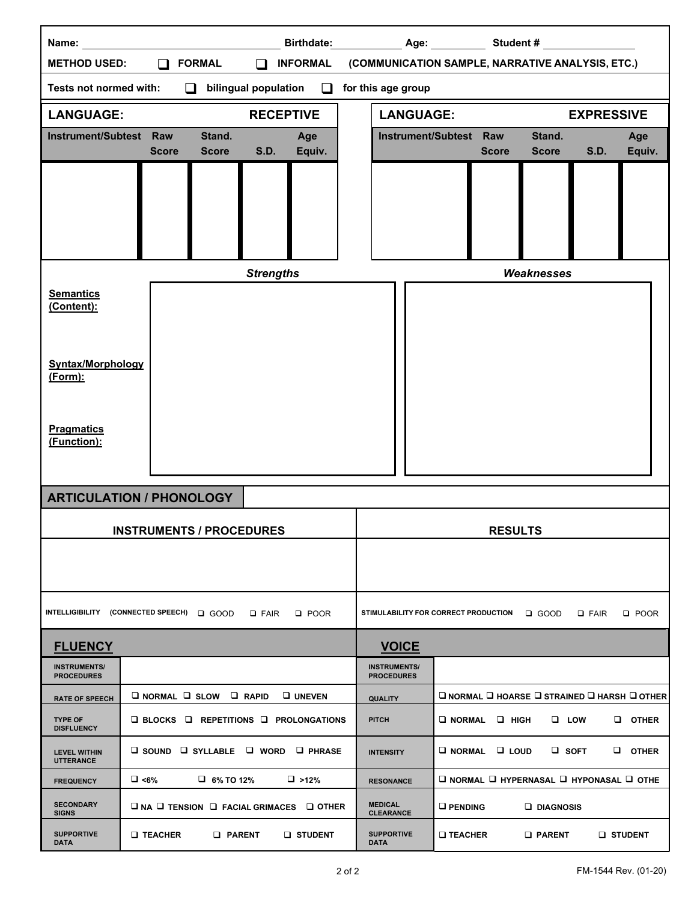Name: ______________________ Birthdate: ____________ Age: ________ Student # ______________

**METHOD USED:** ❑ **FORMAL** ❑ **INFORMAL** **(COMMUNICATION SAMPLE, NARRATIVE ANALYSIS, ETC.)**

**Tests not normed with:** ❑ **bilingual population** ❑ **for this age group**

## LANGUAGE: RECEPTIVE

| Instrument/Subtest | Raw Score | Stand. Score | S.D. | Age Equiv. |
|---|---|---|---|---|
| | | | | |

## LANGUAGE: EXPRESSIVE

| Instrument/Subtest | Raw Score | Stand. Score | S.D. | Age Equiv. |
|---|---|---|---|---|
| | | | | |

| | *Strengths* | *Weaknesses* |
|---|---|---|
| **Semantics (Content):** | | |
| **Syntax/Morphology (Form):** | | |
| **Pragmatics (Function):** | | |

## ARTICULATION / PHONOLOGY

| INSTRUMENTS / PROCEDURES | RESULTS |
|---|---|
| | |

**INTELLIGIBILITY (CONNECTED SPEECH)** ❑ GOOD ❑ FAIR ❑ POOR

**STIMULABILITY FOR CORRECT PRODUCTION** ❑ GOOD ❑ FAIR ❑ POOR

## FLUENCY

| | |
|---|---|
| **INSTRUMENTS/ PROCEDURES** | |
| **RATE OF SPEECH** | ❑ NORMAL ❑ SLOW ❑ RAPID ❑ UNEVEN |
| **TYPE OF DISFLUENCY** | ❑ BLOCKS ❑ REPETITIONS ❑ PROLONGATIONS |
| **LEVEL WITHIN UTTERANCE** | ❑ SOUND ❑ SYLLABLE ❑ WORD ❑ PHRASE |
| **FREQUENCY** | ❑ <6% ❑ 6% TO 12% ❑ >12% |
| **SECONDARY SIGNS** | ❑ NA ❑ TENSION ❑ FACIAL GRIMACES ❑ OTHER |
| **SUPPORTIVE DATA** | ❑ TEACHER ❑ PARENT ❑ STUDENT |

## VOICE

| | |
|---|---|
| **INSTRUMENTS/ PROCEDURES** | |
| **QUALITY** | ❑ NORMAL ❑ HOARSE ❑ STRAINED ❑ HARSH ❑ OTHER |
| **PITCH** | ❑ NORMAL ❑ HIGH ❑ LOW ❑ OTHER |
| **INTENSITY** | ❑ NORMAL ❑ LOUD ❑ SOFT ❑ OTHER |
| **RESONANCE** | ❑ NORMAL ❑ HYPERNASAL ❑ HYPONASAL ❑ OTHE |
| **MEDICAL CLEARANCE** | ❑ PENDING ❑ DIAGNOSIS |
| **SUPPORTIVE DATA** | ❑ TEACHER ❑ PARENT ❑ STUDENT |

FM-1544 Rev. (01-20)